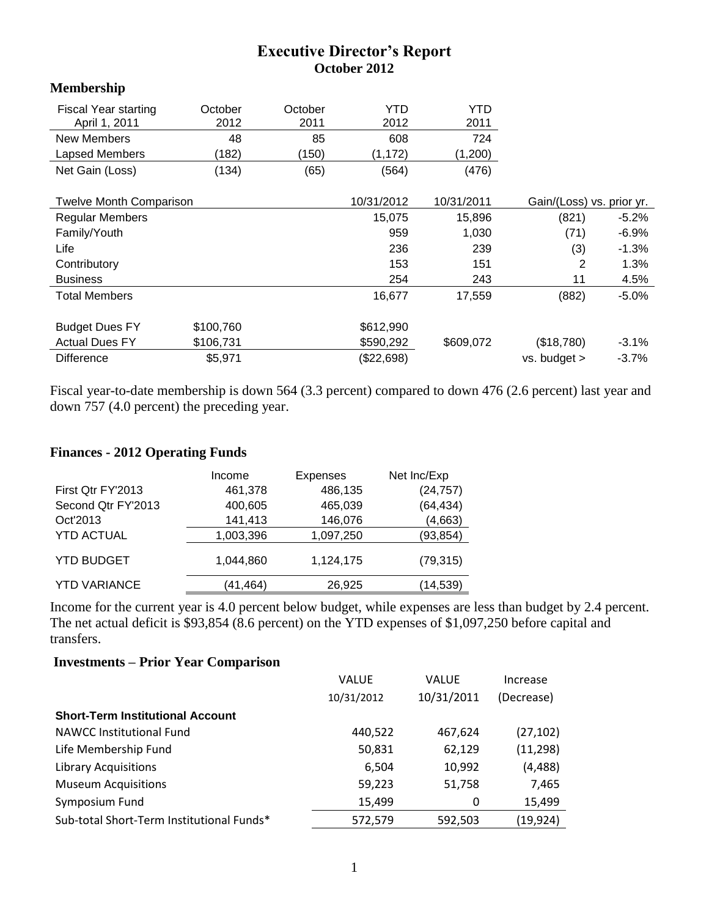# Executive Director's Report
## October 2012

### Membership

| Fiscal Year starting April 1, 2011 | October 2012 | October 2011 | YTD 2012 | YTD 2011 | | |
|---|---|---|---|---|---|---|
| New Members | 48 | 85 | 608 | 724 | | |
| Lapsed Members | (182) | (150) | (1,172) | (1,200) | | |
| Net Gain (Loss) | (134) | (65) | (564) | (476) | | |
| | | | | | | |
| Twelve Month Comparison | | | 10/31/2012 | 10/31/2011 | Gain/(Loss) vs. prior yr. | |
| Regular Members | | | 15,075 | 15,896 | (821) | -5.2% |
| Family/Youth | | | 959 | 1,030 | (71) | -6.9% |
| Life | | | 236 | 239 | (3) | -1.3% |
| Contributory | | | 153 | 151 | 2 | 1.3% |
| Business | | | 254 | 243 | 11 | 4.5% |
| Total Members | | | 16,677 | 17,559 | (882) | -5.0% |
| | | | | | | |
| Budget Dues FY | $100,760 | | $612,990 | | | |
| Actual Dues FY | $106,731 | | $590,292 | $609,072 | ($18,780) | -3.1% |
| Difference | $5,971 | | ($22,698) | | vs. budget > | -3.7% |

Fiscal year-to-date membership is down 564 (3.3 percent) compared to down 476 (2.6 percent) last year and down 757 (4.0 percent) the preceding year.

### Finances - 2012 Operating Funds

| | Income | Expenses | Net Inc/Exp |
|---|---|---|---|
| First Qtr FY'2013 | 461,378 | 486,135 | (24,757) |
| Second Qtr FY'2013 | 400,605 | 465,039 | (64,434) |
| Oct'2013 | 141,413 | 146,076 | (4,663) |
| YTD ACTUAL | 1,003,396 | 1,097,250 | (93,854) |
| YTD BUDGET | 1,044,860 | 1,124,175 | (79,315) |
| YTD VARIANCE | (41,464) | 26,925 | (14,539) |

Income for the current year is 4.0 percent below budget, while expenses are less than budget by 2.4 percent. The net actual deficit is $93,854 (8.6 percent) on the YTD expenses of $1,097,250 before capital and transfers.

### Investments – Prior Year Comparison

| | VALUE 10/31/2012 | VALUE 10/31/2011 | Increase (Decrease) |
|---|---|---|---|
| **Short-Term Institutional Account** | | | |
| NAWCC Institutional Fund | 440,522 | 467,624 | (27,102) |
| Life Membership Fund | 50,831 | 62,129 | (11,298) |
| Library Acquisitions | 6,504 | 10,992 | (4,488) |
| Museum Acquisitions | 59,223 | 51,758 | 7,465 |
| Symposium Fund | 15,499 | 0 | 15,499 |
| Sub-total Short-Term Institutional Funds* | 572,579 | 592,503 | (19,924) |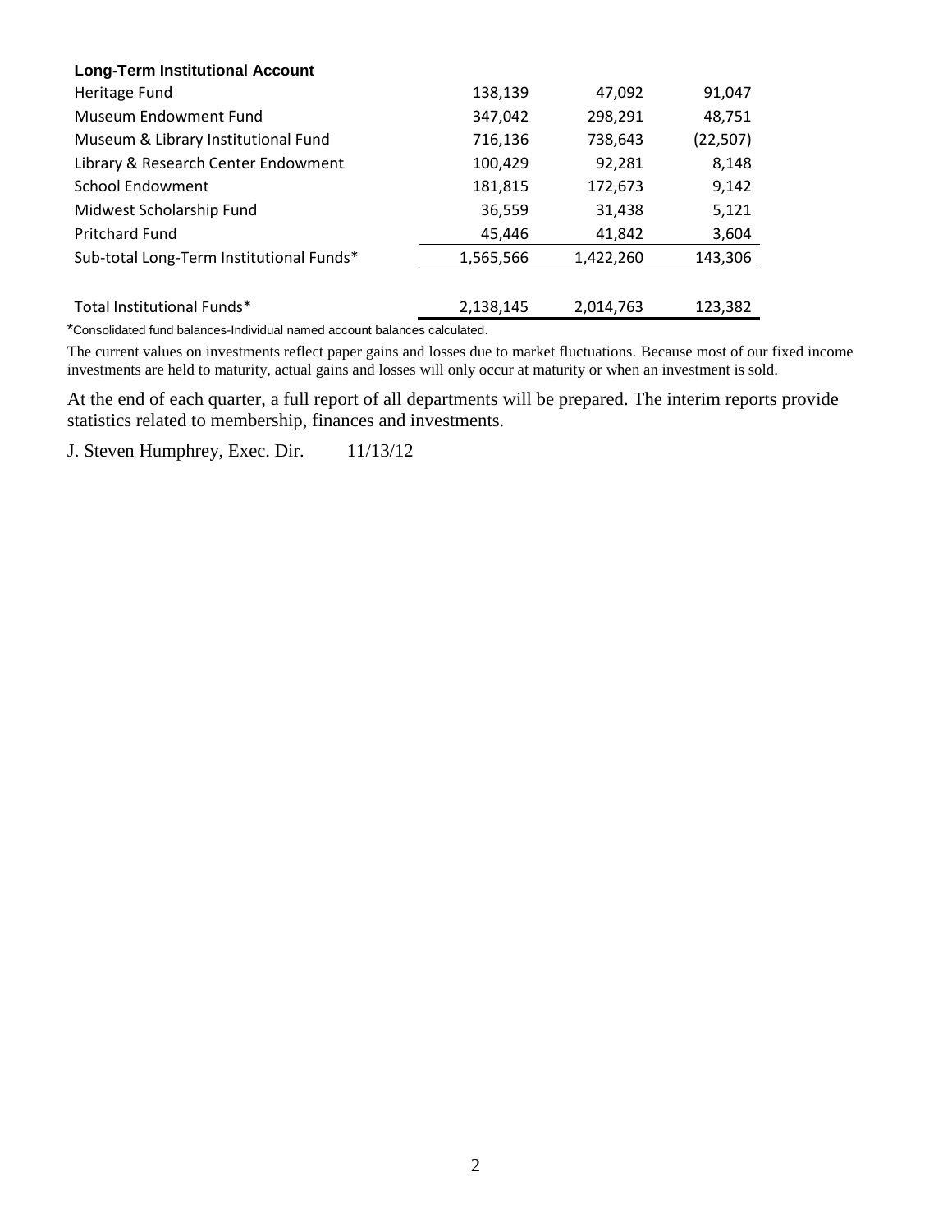| Long-Term Institutional Account | | | |
|---|---|---|---|
| Heritage Fund | 138,139 | 47,092 | 91,047 |
| Museum Endowment Fund | 347,042 | 298,291 | 48,751 |
| Museum & Library Institutional Fund | 716,136 | 738,643 | (22,507) |
| Library & Research Center Endowment | 100,429 | 92,281 | 8,148 |
| School Endowment | 181,815 | 172,673 | 9,142 |
| Midwest Scholarship Fund | 36,559 | 31,438 | 5,121 |
| Pritchard Fund | 45,446 | 41,842 | 3,604 |
| Sub-total Long-Term Institutional Funds* | 1,565,566 | 1,422,260 | 143,306 |
| | | | |
| Total Institutional Funds* | 2,138,145 | 2,014,763 | 123,382 |

*Consolidated fund balances-Individual named account balances calculated.

The current values on investments reflect paper gains and losses due to market fluctuations. Because most of our fixed income investments are held to maturity, actual gains and losses will only occur at maturity or when an investment is sold.

At the end of each quarter, a full report of all departments will be prepared. The interim reports provide statistics related to membership, finances and investments.

J. Steven Humphrey, Exec. Dir. 11/13/12